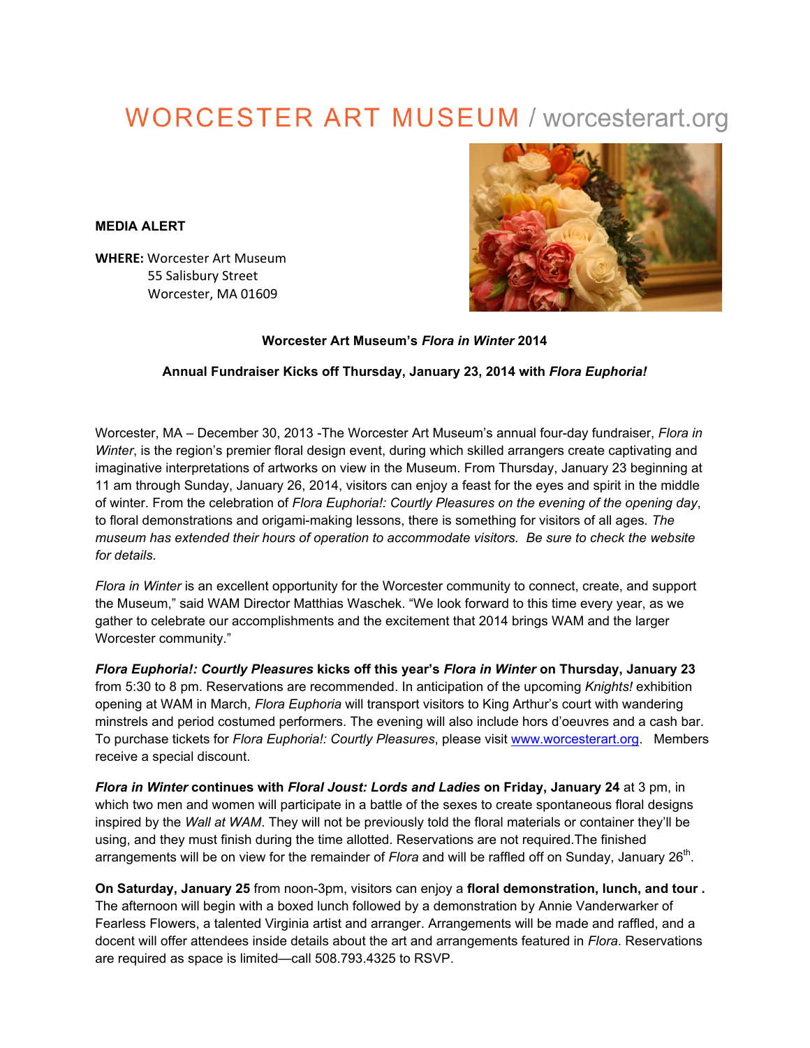# WORCESTER ART MUSEUM / worcesterart.org

**MEDIA ALERT**

**WHERE:** Worcester Art Museum
55 Salisbury Street
Worcester, MA 01609

**Worcester Art Museum's *Flora in Winter* 2014**

**Annual Fundraiser Kicks off Thursday, January 23, 2014 with *Flora Euphoria!***

Worcester, MA – December 30, 2013 -The Worcester Art Museum's annual four-day fundraiser, *Flora in Winter*, is the region's premier floral design event, during which skilled arrangers create captivating and imaginative interpretations of artworks on view in the Museum. From Thursday, January 23 beginning at 11 am through Sunday, January 26, 2014, visitors can enjoy a feast for the eyes and spirit in the middle of winter. From the celebration of *Flora Euphoria!: Courtly Pleasures on the evening of the opening day*, to floral demonstrations and origami-making lessons, there is something for visitors of all ages. *The museum has extended their hours of operation to accommodate visitors. Be sure to check the website for details.*

*Flora in Winter* is an excellent opportunity for the Worcester community to connect, create, and support the Museum," said WAM Director Matthias Waschek. "We look forward to this time every year, as we gather to celebrate our accomplishments and the excitement that 2014 brings WAM and the larger Worcester community."

***Flora Euphoria!: Courtly Pleasures* kicks off this year's *Flora in Winter* on Thursday, January 23** from 5:30 to 8 pm. Reservations are recommended. In anticipation of the upcoming *Knights!* exhibition opening at WAM in March, *Flora Euphoria* will transport visitors to King Arthur's court with wandering minstrels and period costumed performers. The evening will also include hors d'oeuvres and a cash bar. To purchase tickets for *Flora Euphoria!: Courtly Pleasures*, please visit www.worcesterart.org. Members receive a special discount.

***Flora in Winter* continues with *Floral Joust: Lords and Ladies* on Friday, January 24** at 3 pm, in which two men and women will participate in a battle of the sexes to create spontaneous floral designs inspired by the *Wall at WAM*. They will not be previously told the floral materials or container they'll be using, and they must finish during the time allotted. Reservations are not required.The finished arrangements will be on view for the remainder of *Flora* and will be raffled off on Sunday, January 26th.

**On Saturday, January 25** from noon-3pm, visitors can enjoy a **floral demonstration, lunch, and tour .** The afternoon will begin with a boxed lunch followed by a demonstration by Annie Vanderwarker of Fearless Flowers, a talented Virginia artist and arranger. Arrangements will be made and raffled, and a docent will offer attendees inside details about the art and arrangements featured in *Flora*. Reservations are required as space is limited—call 508.793.4325 to RSVP.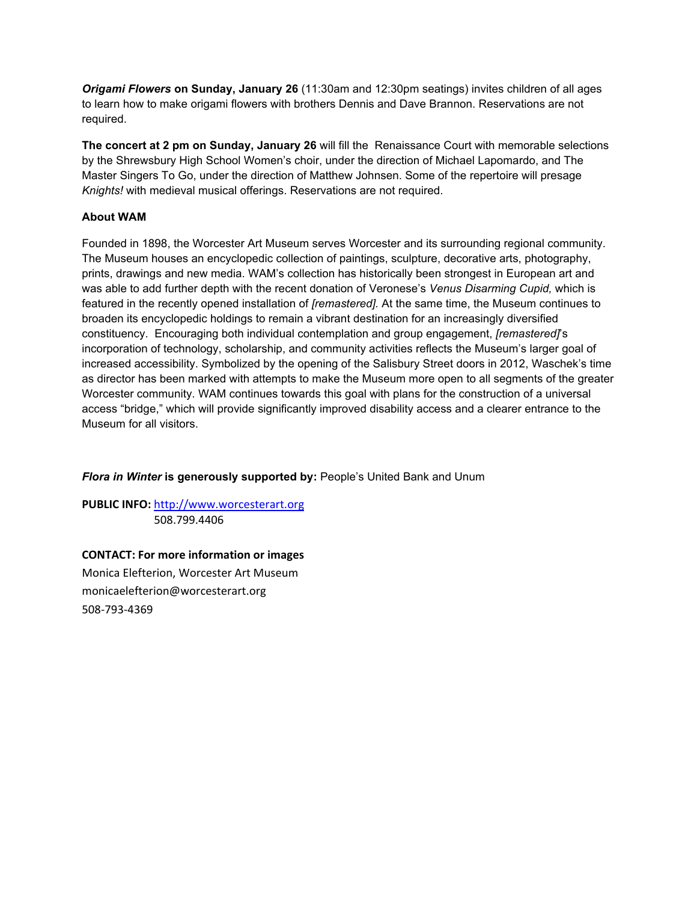***Origami Flowers* on Sunday, January 26** (11:30am and 12:30pm seatings) invites children of all ages to learn how to make origami flowers with brothers Dennis and Dave Brannon. Reservations are not required.

**The concert at 2 pm on Sunday, January 26** will fill the Renaissance Court with memorable selections by the Shrewsbury High School Women's choir, under the direction of Michael Lapomardo, and The Master Singers To Go, under the direction of Matthew Johnsen. Some of the repertoire will presage *Knights!* with medieval musical offerings. Reservations are not required.

**About WAM**

Founded in 1898, the Worcester Art Museum serves Worcester and its surrounding regional community. The Museum houses an encyclopedic collection of paintings, sculpture, decorative arts, photography, prints, drawings and new media. WAM's collection has historically been strongest in European art and was able to add further depth with the recent donation of Veronese's *Venus Disarming Cupid,* which is featured in the recently opened installation of *[remastered]*. At the same time, the Museum continues to broaden its encyclopedic holdings to remain a vibrant destination for an increasingly diversified constituency. Encouraging both individual contemplation and group engagement, *[remastered]*'s incorporation of technology, scholarship, and community activities reflects the Museum's larger goal of increased accessibility. Symbolized by the opening of the Salisbury Street doors in 2012, Waschek's time as director has been marked with attempts to make the Museum more open to all segments of the greater Worcester community. WAM continues towards this goal with plans for the construction of a universal access "bridge," which will provide significantly improved disability access and a clearer entrance to the Museum for all visitors.

***Flora in Winter* is generously supported by:** People's United Bank and Unum

**PUBLIC INFO:** http://www.worcesterart.org
508.799.4406

**CONTACT: For more information or images**
Monica Elefterion, Worcester Art Museum
monicaelefterion@worcesterart.org
508-793-4369